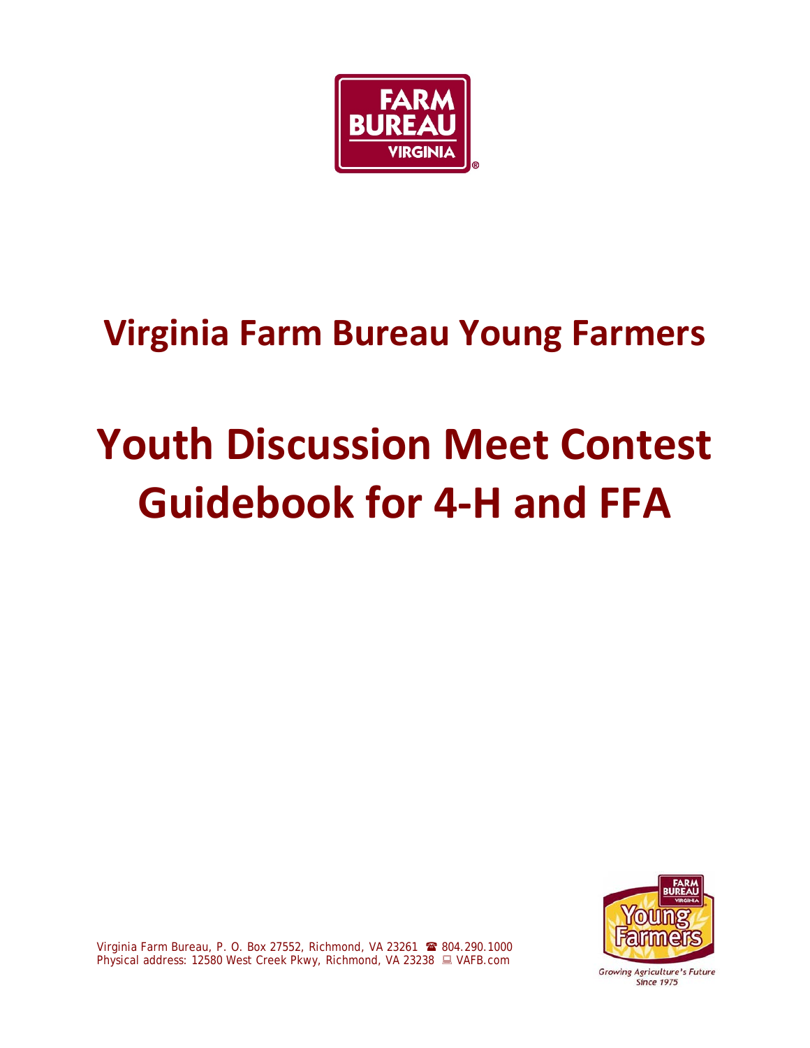# Virginia Farm Bureau Young Farmers

# Youth Discussion Meet Contest Guidebook for 4-H and FFA

Virginia Farm Bureau, P. O. Box 27552, Richmond, VA 23261 ☎ 804.290.1000
Physical address: 12580 West Creek Pkwy, Richmond, VA 23238 💻 VAFB.com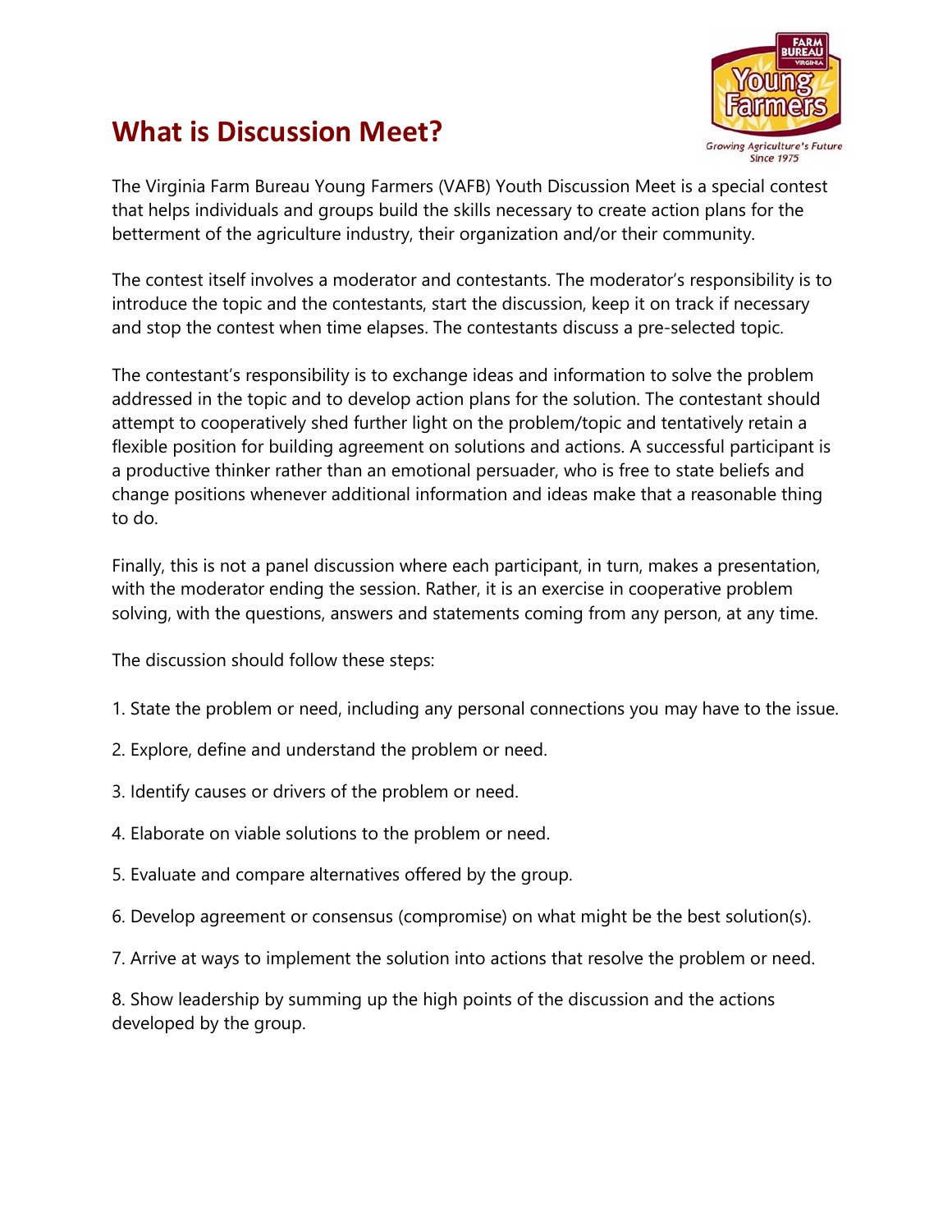# What is Discussion Meet?

The Virginia Farm Bureau Young Farmers (VAFB) Youth Discussion Meet is a special contest that helps individuals and groups build the skills necessary to create action plans for the betterment of the agriculture industry, their organization and/or their community.

The contest itself involves a moderator and contestants. The moderator's responsibility is to introduce the topic and the contestants, start the discussion, keep it on track if necessary and stop the contest when time elapses. The contestants discuss a pre-selected topic.

The contestant's responsibility is to exchange ideas and information to solve the problem addressed in the topic and to develop action plans for the solution. The contestant should attempt to cooperatively shed further light on the problem/topic and tentatively retain a flexible position for building agreement on solutions and actions. A successful participant is a productive thinker rather than an emotional persuader, who is free to state beliefs and change positions whenever additional information and ideas make that a reasonable thing to do.

Finally, this is not a panel discussion where each participant, in turn, makes a presentation, with the moderator ending the session. Rather, it is an exercise in cooperative problem solving, with the questions, answers and statements coming from any person, at any time.

The discussion should follow these steps:

1. State the problem or need, including any personal connections you may have to the issue.
2. Explore, define and understand the problem or need.
3. Identify causes or drivers of the problem or need.
4. Elaborate on viable solutions to the problem or need.
5. Evaluate and compare alternatives offered by the group.
6. Develop agreement or consensus (compromise) on what might be the best solution(s).
7. Arrive at ways to implement the solution into actions that resolve the problem or need.
8. Show leadership by summing up the high points of the discussion and the actions developed by the group.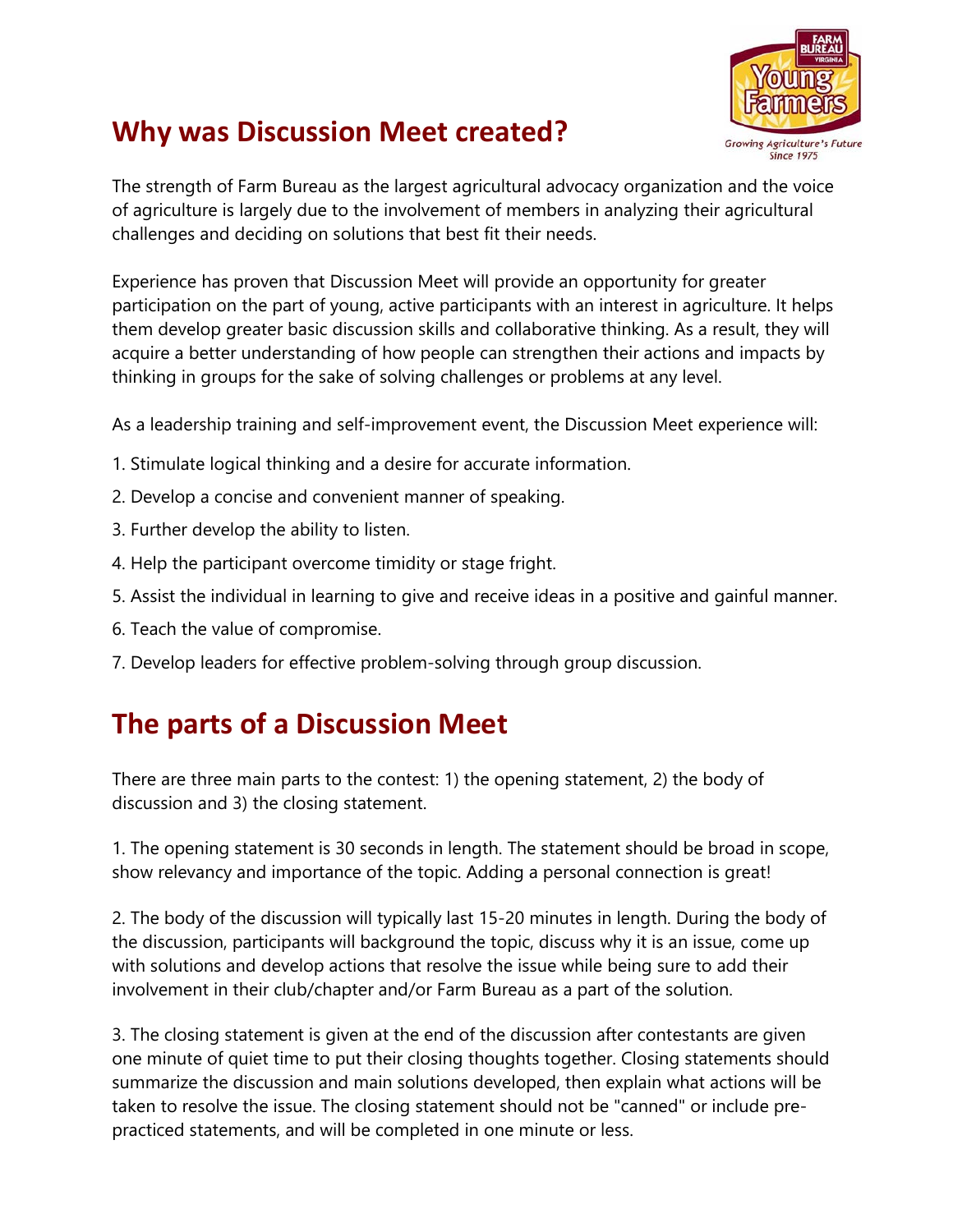## Why was Discussion Meet created?

The strength of Farm Bureau as the largest agricultural advocacy organization and the voice of agriculture is largely due to the involvement of members in analyzing their agricultural challenges and deciding on solutions that best fit their needs.

Experience has proven that Discussion Meet will provide an opportunity for greater participation on the part of young, active participants with an interest in agriculture. It helps them develop greater basic discussion skills and collaborative thinking. As a result, they will acquire a better understanding of how people can strengthen their actions and impacts by thinking in groups for the sake of solving challenges or problems at any level.

As a leadership training and self-improvement event, the Discussion Meet experience will:

1. Stimulate logical thinking and a desire for accurate information.
2. Develop a concise and convenient manner of speaking.
3. Further develop the ability to listen.
4. Help the participant overcome timidity or stage fright.
5. Assist the individual in learning to give and receive ideas in a positive and gainful manner.
6. Teach the value of compromise.
7. Develop leaders for effective problem-solving through group discussion.

## The parts of a Discussion Meet

There are three main parts to the contest: 1) the opening statement, 2) the body of discussion and 3) the closing statement.

1. The opening statement is 30 seconds in length. The statement should be broad in scope, show relevancy and importance of the topic. Adding a personal connection is great!

2. The body of the discussion will typically last 15-20 minutes in length. During the body of the discussion, participants will background the topic, discuss why it is an issue, come up with solutions and develop actions that resolve the issue while being sure to add their involvement in their club/chapter and/or Farm Bureau as a part of the solution.

3. The closing statement is given at the end of the discussion after contestants are given one minute of quiet time to put their closing thoughts together. Closing statements should summarize the discussion and main solutions developed, then explain what actions will be taken to resolve the issue. The closing statement should not be "canned" or include pre-practiced statements, and will be completed in one minute or less.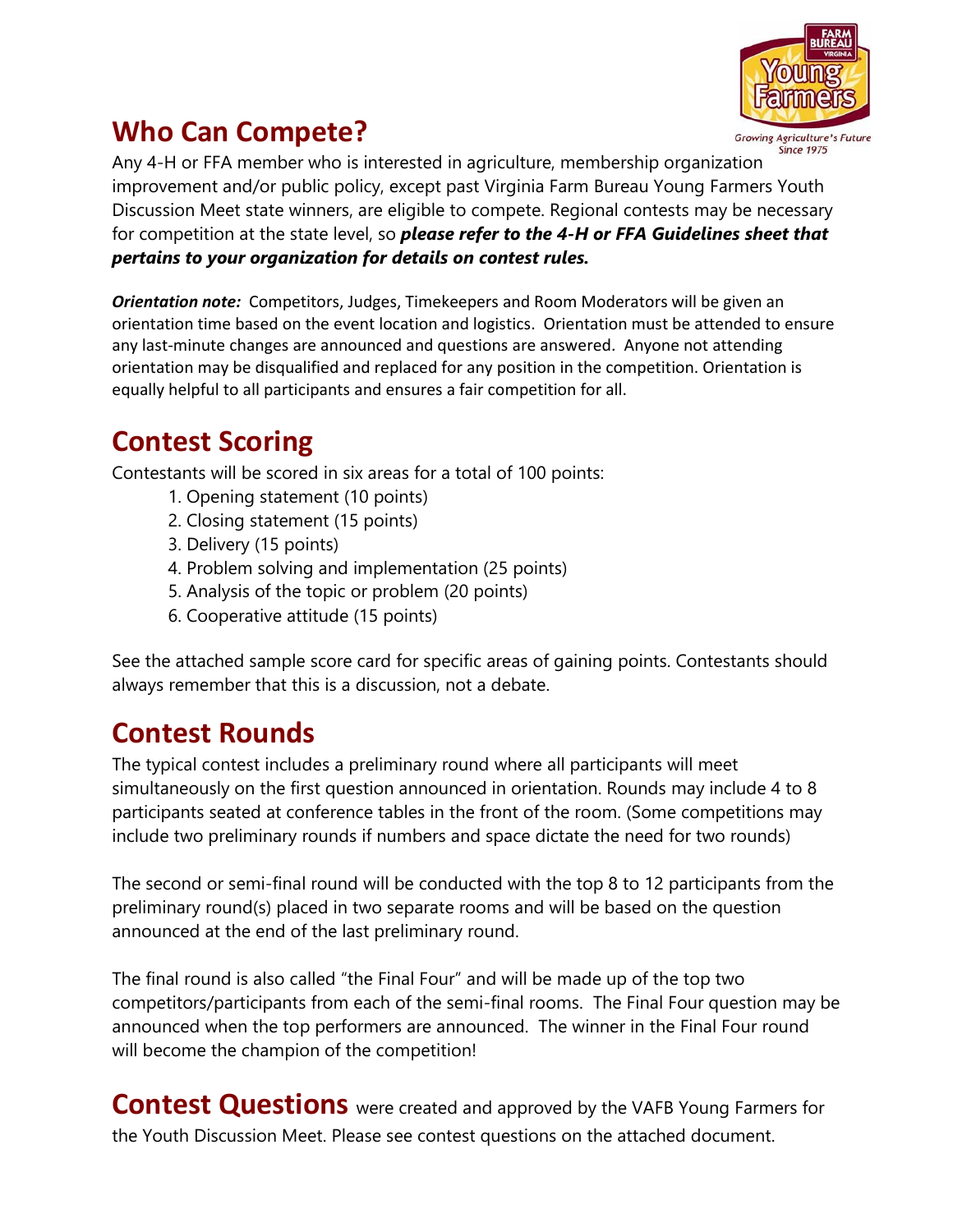## Who Can Compete?

Any 4-H or FFA member who is interested in agriculture, membership organization improvement and/or public policy, except past Virginia Farm Bureau Young Farmers Youth Discussion Meet state winners, are eligible to compete. Regional contests may be necessary for competition at the state level, so ***please refer to the 4-H or FFA Guidelines sheet that pertains to your organization for details on contest rules.***

***Orientation note:*** Competitors, Judges, Timekeepers and Room Moderators will be given an orientation time based on the event location and logistics. Orientation must be attended to ensure any last-minute changes are announced and questions are answered. Anyone not attending orientation may be disqualified and replaced for any position in the competition. Orientation is equally helpful to all participants and ensures a fair competition for all.

## Contest Scoring

Contestants will be scored in six areas for a total of 100 points:

1. Opening statement (10 points)
2. Closing statement (15 points)
3. Delivery (15 points)
4. Problem solving and implementation (25 points)
5. Analysis of the topic or problem (20 points)
6. Cooperative attitude (15 points)

See the attached sample score card for specific areas of gaining points. Contestants should always remember that this is a discussion, not a debate.

## Contest Rounds

The typical contest includes a preliminary round where all participants will meet simultaneously on the first question announced in orientation. Rounds may include 4 to 8 participants seated at conference tables in the front of the room. (Some competitions may include two preliminary rounds if numbers and space dictate the need for two rounds)

The second or semi-final round will be conducted with the top 8 to 12 participants from the preliminary round(s) placed in two separate rooms and will be based on the question announced at the end of the last preliminary round.

The final round is also called "the Final Four" and will be made up of the top two competitors/participants from each of the semi-final rooms. The Final Four question may be announced when the top performers are announced. The winner in the Final Four round will become the champion of the competition!

**Contest Questions** were created and approved by the VAFB Young Farmers for the Youth Discussion Meet. Please see contest questions on the attached document.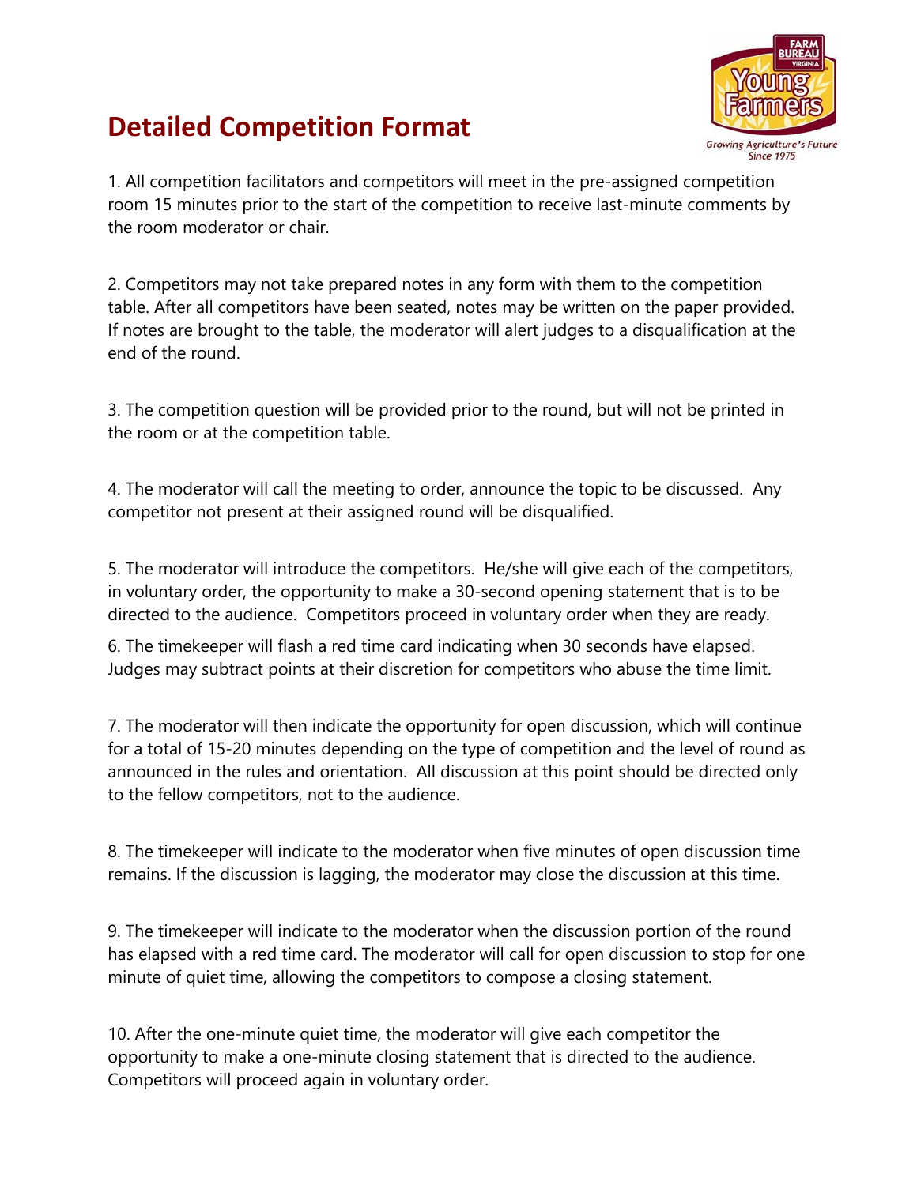# Detailed Competition Format

1. All competition facilitators and competitors will meet in the pre-assigned competition room 15 minutes prior to the start of the competition to receive last-minute comments by the room moderator or chair.

2. Competitors may not take prepared notes in any form with them to the competition table. After all competitors have been seated, notes may be written on the paper provided. If notes are brought to the table, the moderator will alert judges to a disqualification at the end of the round.

3. The competition question will be provided prior to the round, but will not be printed in the room or at the competition table.

4. The moderator will call the meeting to order, announce the topic to be discussed. Any competitor not present at their assigned round will be disqualified.

5. The moderator will introduce the competitors. He/she will give each of the competitors, in voluntary order, the opportunity to make a 30-second opening statement that is to be directed to the audience. Competitors proceed in voluntary order when they are ready.

6. The timekeeper will flash a red time card indicating when 30 seconds have elapsed. Judges may subtract points at their discretion for competitors who abuse the time limit.

7. The moderator will then indicate the opportunity for open discussion, which will continue for a total of 15-20 minutes depending on the type of competition and the level of round as announced in the rules and orientation. All discussion at this point should be directed only to the fellow competitors, not to the audience.

8. The timekeeper will indicate to the moderator when five minutes of open discussion time remains. If the discussion is lagging, the moderator may close the discussion at this time.

9. The timekeeper will indicate to the moderator when the discussion portion of the round has elapsed with a red time card. The moderator will call for open discussion to stop for one minute of quiet time, allowing the competitors to compose a closing statement.

10. After the one-minute quiet time, the moderator will give each competitor the opportunity to make a one-minute closing statement that is directed to the audience. Competitors will proceed again in voluntary order.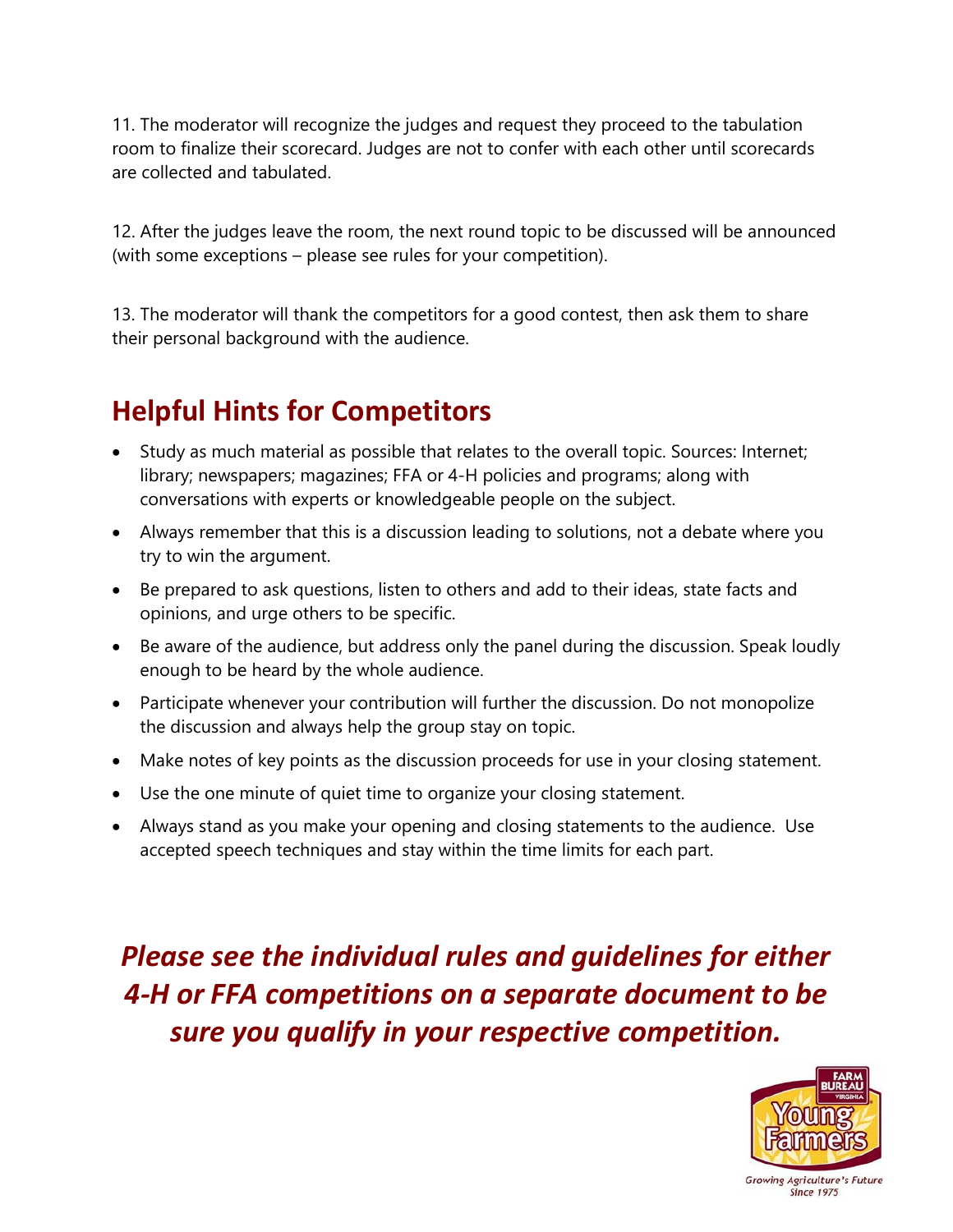11. The moderator will recognize the judges and request they proceed to the tabulation room to finalize their scorecard. Judges are not to confer with each other until scorecards are collected and tabulated.

12. After the judges leave the room, the next round topic to be discussed will be announced (with some exceptions – please see rules for your competition).

13. The moderator will thank the competitors for a good contest, then ask them to share their personal background with the audience.

## Helpful Hints for Competitors

- Study as much material as possible that relates to the overall topic. Sources: Internet; library; newspapers; magazines; FFA or 4-H policies and programs; along with conversations with experts or knowledgeable people on the subject.
- Always remember that this is a discussion leading to solutions, not a debate where you try to win the argument.
- Be prepared to ask questions, listen to others and add to their ideas, state facts and opinions, and urge others to be specific.
- Be aware of the audience, but address only the panel during the discussion. Speak loudly enough to be heard by the whole audience.
- Participate whenever your contribution will further the discussion. Do not monopolize the discussion and always help the group stay on topic.
- Make notes of key points as the discussion proceeds for use in your closing statement.
- Use the one minute of quiet time to organize your closing statement.
- Always stand as you make your opening and closing statements to the audience. Use accepted speech techniques and stay within the time limits for each part.

***Please see the individual rules and guidelines for either 4-H or FFA competitions on a separate document to be sure you qualify in your respective competition.***

FARM BUREAU VIRGINIA Young Farmers

*Growing Agriculture's Future Since 1975*